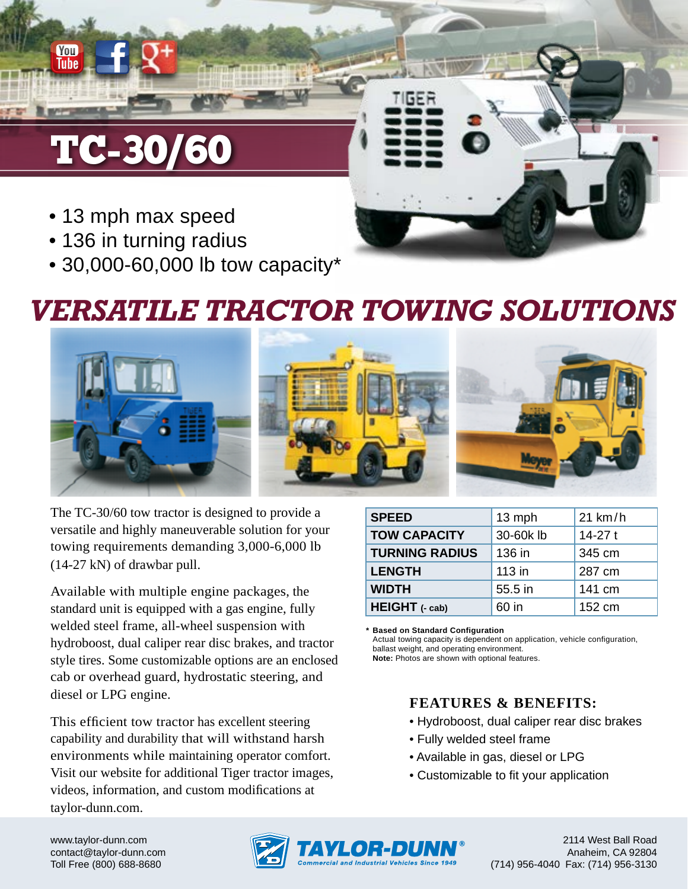# TC-30/60

- 13 mph max speed
- 136 in turning radius
- 30,000-60,000 lb tow capacity*

## *VERSATILE TRACTOR TOWING SOLUTIONS*

The TC-30/60 tow tractor is designed to provide a versatile and highly maneuverable solution for your towing requirements demanding 3,000-6,000 lb (14-27 kN) of drawbar pull.

Available with multiple engine packages, the standard unit is equipped with a gas engine, fully welded steel frame, all-wheel suspension with hydroboost, dual caliper rear disc brakes, and tractor style tires. Some customizable options are an enclosed cab or overhead guard, hydrostatic steering, and diesel or LPG engine.

This efficient tow tractor has excellent steering capability and durability that will withstand harsh environments while maintaining operator comfort. Visit our website for additional Tiger tractor images, videos, information, and custom modifications at taylor-dunn.com.

| | | |
|---|---|---|
| **SPEED** | 13 mph | 21 km/h |
| **TOW CAPACITY** | 30-60k lb | 14-27 t |
| **TURNING RADIUS** | 136 in | 345 cm |
| **LENGTH** | 113 in | 287 cm |
| **WIDTH** | 55.5 in | 141 cm |
| **HEIGHT** (- cab) | 60 in | 152 cm |

\* **Based on Standard Configuration**
Actual towing capacity is dependent on application, vehicle configuration, ballast weight, and operating environment.
**Note:** Photos are shown with optional features.

### FEATURES & BENEFITS:

- Hydroboost, dual caliper rear disc brakes
- Fully welded steel frame
- Available in gas, diesel or LPG
- Customizable to fit your application

www.taylor-dunn.com
contact@taylor-dunn.com
Toll Free (800) 688-8680

TAYLOR-DUNN®
Commercial and Industrial Vehicles Since 1949

2114 West Ball Road
Anaheim, CA 92804
(714) 956-4040 Fax: (714) 956-3130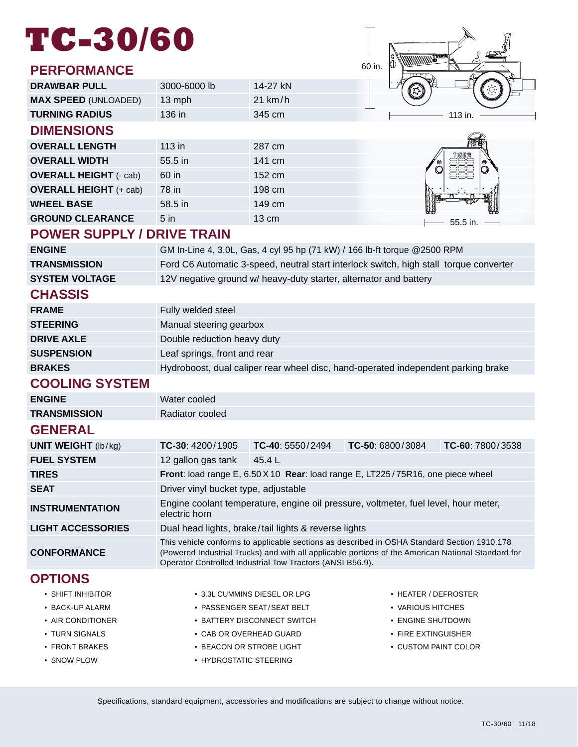# TC-30/60

## PERFORMANCE

| | | |
|---|---|---|
| **DRAWBAR PULL** | 3000-6000 lb | 14-27 kN |
| **MAX SPEED** (UNLOADED) | 13 mph | 21 km/h |
| **TURNING RADIUS** | 136 in | 345 cm |

60 in.

113 in.

## DIMENSIONS

| | | |
|---|---|---|
| **OVERALL LENGTH** | 113 in | 287 cm |
| **OVERALL WIDTH** | 55.5 in | 141 cm |
| **OVERALL HEIGHT** (- cab) | 60 in | 152 cm |
| **OVERALL HEIGHT** (+ cab) | 78 in | 198 cm |
| **WHEEL BASE** | 58.5 in | 149 cm |
| **GROUND CLEARANCE** | 5 in | 13 cm |

55.5 in.

## POWER SUPPLY / DRIVE TRAIN

| | |
|---|---|
| **ENGINE** | GM In-Line 4, 3.0L, Gas, 4 cyl 95 hp (71 kW) / 166 lb-ft torque @2500 RPM |
| **TRANSMISSION** | Ford C6 Automatic 3-speed, neutral start interlock switch, high stall torque converter |
| **SYSTEM VOLTAGE** | 12V negative ground w/ heavy-duty starter, alternator and battery |

## CHASSIS

| | |
|---|---|
| **FRAME** | Fully welded steel |
| **STEERING** | Manual steering gearbox |
| **DRIVE AXLE** | Double reduction heavy duty |
| **SUSPENSION** | Leaf springs, front and rear |
| **BRAKES** | Hydroboost, dual caliper rear wheel disc, hand-operated independent parking brake |

## COOLING SYSTEM

| | |
|---|---|
| **ENGINE** | Water cooled |
| **TRANSMISSION** | Radiator cooled |

## GENERAL

| | | | | |
|---|---|---|---|---|
| **UNIT WEIGHT** (lb/kg) | **TC-30**: 4200/1905 | **TC-40**: 5550/2494 | **TC-50**: 6800/3084 | **TC-60**: 7800/3538 |
| **FUEL SYSTEM** | 12 gallon gas tank | 45.4 L | | |
| **TIRES** | **Front**: load range E, 6.50 X 10 **Rear**: load range E, LT225/75R16, one piece wheel | | | |
| **SEAT** | Driver vinyl bucket type, adjustable | | | |
| **INSTRUMENTATION** | Engine coolant temperature, engine oil pressure, voltmeter, fuel level, hour meter, electric horn | | | |
| **LIGHT ACCESSORIES** | Dual head lights, brake/tail lights & reverse lights | | | |
| **CONFORMANCE** | This vehicle conforms to applicable sections as described in OSHA Standard Section 1910.178 (Powered Industrial Trucks) and with all applicable portions of the American National Standard for Operator Controlled Industrial Tow Tractors (ANSI B56.9). | | | |

## OPTIONS

- SHIFT INHIBITOR
- BACK-UP ALARM
- AIR CONDITIONER
- TURN SIGNALS
- FRONT BRAKES
- SNOW PLOW
- 3.3L CUMMINS DIESEL OR LPG
- PASSENGER SEAT/SEAT BELT
- BATTERY DISCONNECT SWITCH
- CAB OR OVERHEAD GUARD
- BEACON OR STROBE LIGHT
- HYDROSTATIC STEERING
- HEATER / DEFROSTER
- VARIOUS HITCHES
- ENGINE SHUTDOWN
- FIRE EXTINGUISHER
- CUSTOM PAINT COLOR

Specifications, standard equipment, accessories and modifications are subject to change without notice.

TC-30/60 11/18